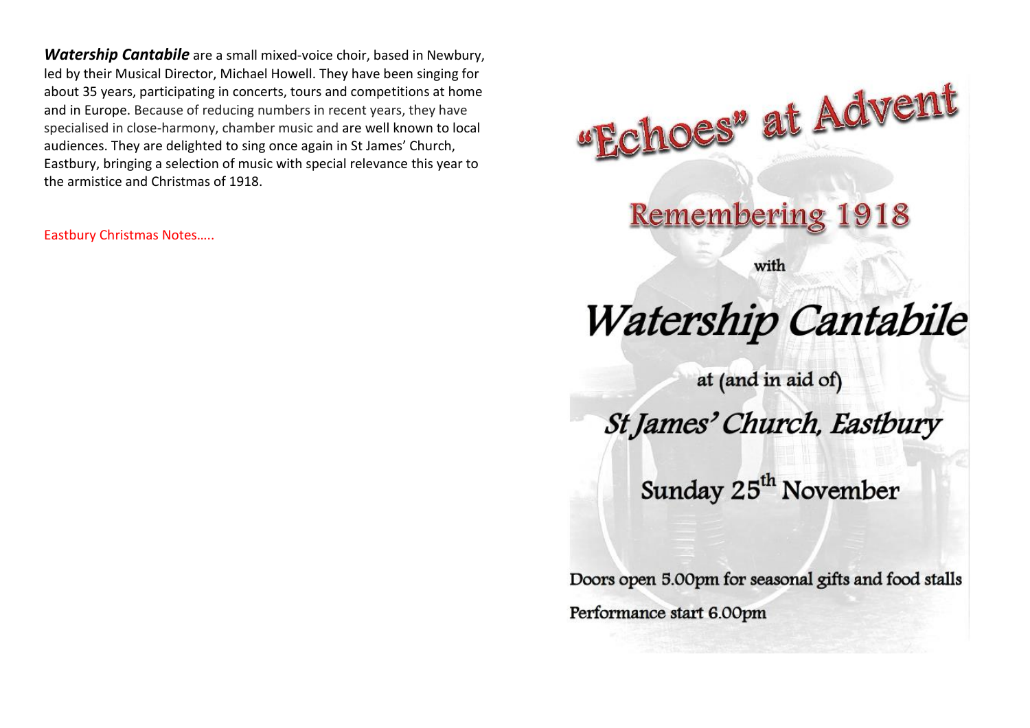***Watership Cantabile*** are a small mixed-voice choir, based in Newbury, led by their Musical Director, Michael Howell. They have been singing for about 35 years, participating in concerts, tours and competitions at home and in Europe. Because of reducing numbers in recent years, they have specialised in close-harmony, chamber music and are well known to local audiences. They are delighted to sing once again in St James' Church, Eastbury, bringing a selection of music with special relevance this year to the armistice and Christmas of 1918.

Eastbury Christmas Notes…..

# "Echoes" at Advent

## Remembering 1918

with

# *Watership Cantabile*

at (and in aid of)

## *St James' Church, Eastbury*

## Sunday 25th November

Doors open 5.00pm for seasonal gifts and food stalls

Performance start 6.00pm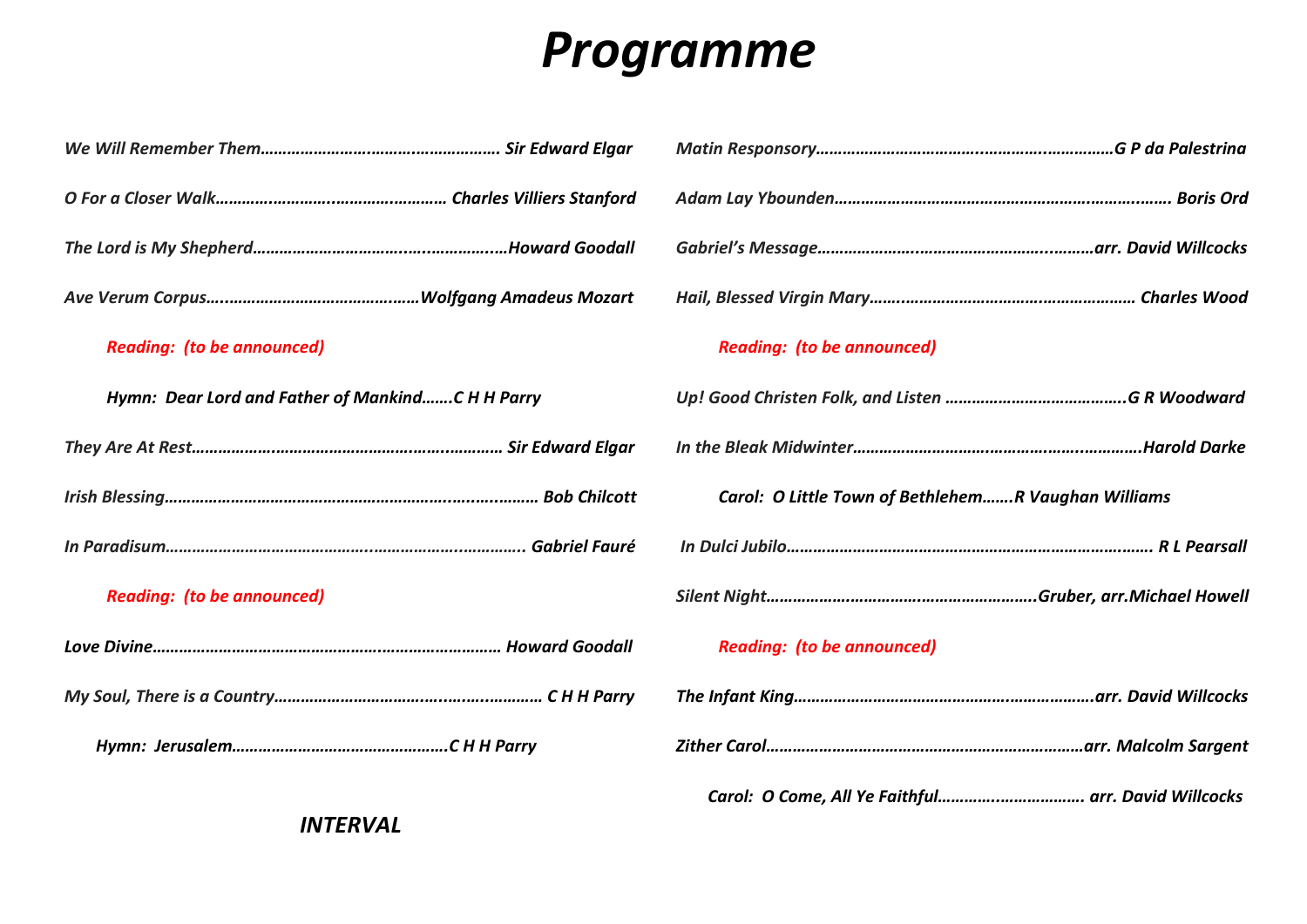# *Programme*

*We Will Remember Them………………………………………………… Sir Edward Elgar*

*O For a Closer Walk………………………………………………. Charles Villiers Stanford*

*The Lord is My Shepherd…………………………………………………Howard Goodall*

*Ave Verum Corpus…………………………………………Wolfgang Amadeus Mozart*

*Reading: (to be announced)*

***Hymn: Dear Lord and Father of Mankind…….C H H Parry***

*They Are At Rest……………………………………………………………… Sir Edward Elgar*

*Irish Blessing…………………………………………………………………………… Bob Chilcott*

*In Paradisum………………………………………………………………………….. Gabriel Fauré*

*Reading: (to be announced)*

*Love Divine……………………………………………………………………… Howard Goodall*

*My Soul, There is a Country…………………………………………………… C H H Parry*

***Hymn: Jerusalem…………………………………………C H H Parry***

***INTERVAL***

*Matin Responsory……………………………………………………………G P da Palestrina*

*Adam Lay Ybounden…………………………………………………………………….. Boris Ord*

*Gabriel's Message……………………………………………………arr. David Willcocks*

*Hail, Blessed Virgin Mary……………………………………………………… Charles Wood*

*Reading: (to be announced)*

*Up! Good Christen Folk, and Listen …………………………………..G R Woodward*

*In the Bleak Midwinter…………………………………………………………Harold Darke*

***Carol: O Little Town of Bethlehem…….R Vaughan Williams***

*In Dulci Jubilo………………………………………………………………………… R L Pearsall*

*Silent Night…………………………………………………….Gruber, arr.Michael Howell*

*Reading: (to be announced)*

*The Infant King…………………………………………………………….arr. David Willcocks*

*Zither Carol………………………………………………………………arr. Malcolm Sargent*

***Carol: O Come, All Ye Faithful………………………….. arr. David Willcocks***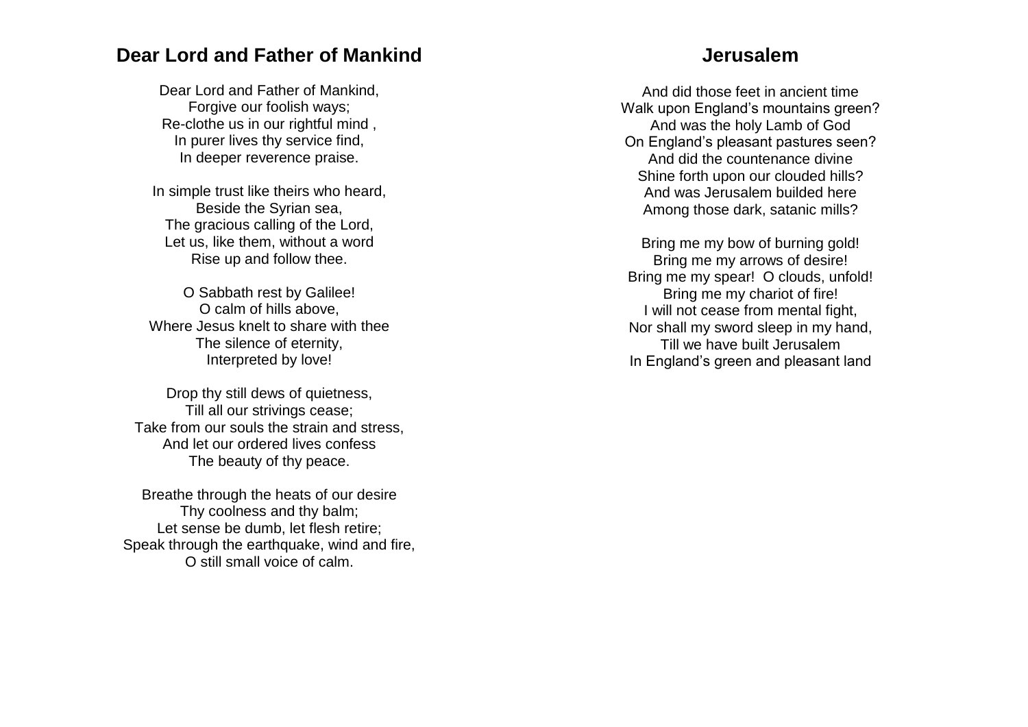## Dear Lord and Father of Mankind

Dear Lord and Father of Mankind,
Forgive our foolish ways;
Re-clothe us in our rightful mind ,
In purer lives thy service find,
In deeper reverence praise.

In simple trust like theirs who heard,
Beside the Syrian sea,
The gracious calling of the Lord,
Let us, like them, without a word
Rise up and follow thee.

O Sabbath rest by Galilee!
O calm of hills above,
Where Jesus knelt to share with thee
The silence of eternity,
Interpreted by love!

Drop thy still dews of quietness,
Till all our strivings cease;
Take from our souls the strain and stress,
And let our ordered lives confess
The beauty of thy peace.

Breathe through the heats of our desire
Thy coolness and thy balm;
Let sense be dumb, let flesh retire;
Speak through the earthquake, wind and fire,
O still small voice of calm.

## Jerusalem

And did those feet in ancient time
Walk upon England's mountains green?
And was the holy Lamb of God
On England's pleasant pastures seen?
And did the countenance divine
Shine forth upon our clouded hills?
And was Jerusalem builded here
Among those dark, satanic mills?

Bring me my bow of burning gold!
Bring me my arrows of desire!
Bring me my spear! O clouds, unfold!
Bring me my chariot of fire!
I will not cease from mental fight,
Nor shall my sword sleep in my hand,
Till we have built Jerusalem
In England's green and pleasant land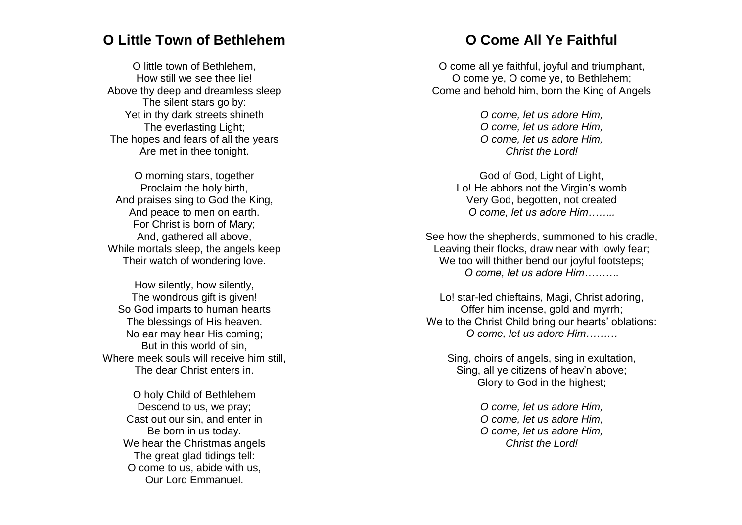## O Little Town of Bethlehem

O little town of Bethlehem,
How still we see thee lie!
Above thy deep and dreamless sleep
The silent stars go by:
Yet in thy dark streets shineth
The everlasting Light;
The hopes and fears of all the years
Are met in thee tonight.

O morning stars, together
Proclaim the holy birth,
And praises sing to God the King,
And peace to men on earth.
For Christ is born of Mary;
And, gathered all above,
While mortals sleep, the angels keep
Their watch of wondering love.

How silently, how silently,
The wondrous gift is given!
So God imparts to human hearts
The blessings of His heaven.
No ear may hear His coming;
But in this world of sin,
Where meek souls will receive him still,
The dear Christ enters in.

O holy Child of Bethlehem
Descend to us, we pray;
Cast out our sin, and enter in
Be born in us today.
We hear the Christmas angels
The great glad tidings tell:
O come to us, abide with us,
Our Lord Emmanuel.

## O Come All Ye Faithful

O come all ye faithful, joyful and triumphant,
O come ye, O come ye, to Bethlehem;
Come and behold him, born the King of Angels

*O come, let us adore Him,*
*O come, let us adore Him,*
*O come, let us adore Him,*
*Christ the Lord!*

God of God, Light of Light,
Lo! He abhors not the Virgin's womb
Very God, begotten, not created
*O come, let us adore Him……..*

See how the shepherds, summoned to his cradle,
Leaving their flocks, draw near with lowly fear;
We too will thither bend our joyful footsteps;
*O come, let us adore Him……….*

Lo! star-led chieftains, Magi, Christ adoring,
Offer him incense, gold and myrrh;
We to the Christ Child bring our hearts' oblations:
*O come, let us adore Him………*

Sing, choirs of angels, sing in exultation,
Sing, all ye citizens of heav'n above;
Glory to God in the highest;

*O come, let us adore Him,*
*O come, let us adore Him,*
*O come, let us adore Him,*
*Christ the Lord!*